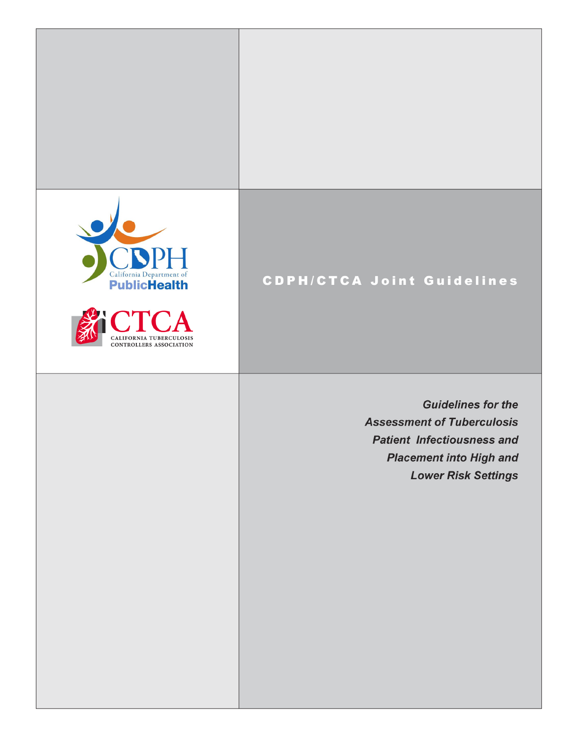CDPH
California Department of
PublicHealth

CTCA
CALIFORNIA TUBERCULOSIS
CONTROLLERS ASSOCIATION

## CDPH/CTCA Joint Guidelines

# *Guidelines for the Assessment of Tuberculosis Patient Infectiousness and Placement into High and Lower Risk Settings*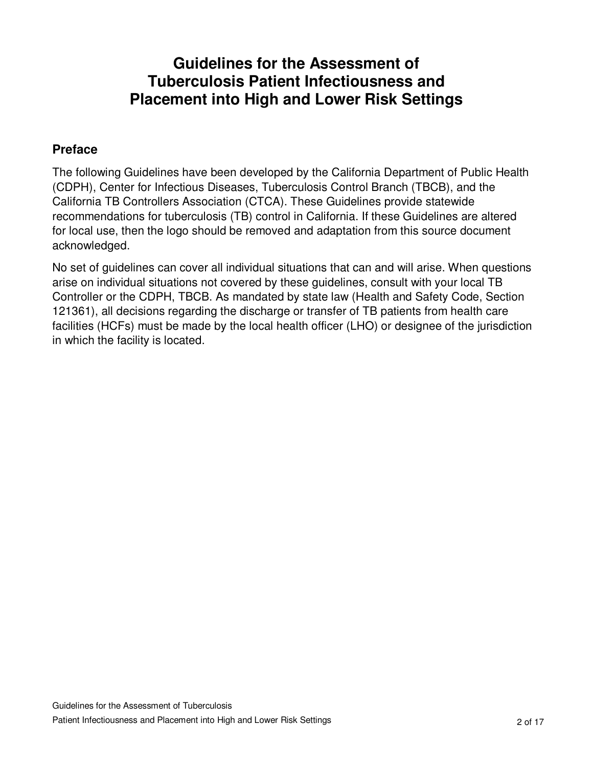# Guidelines for the Assessment of Tuberculosis Patient Infectiousness and Placement into High and Lower Risk Settings

## Preface

The following Guidelines have been developed by the California Department of Public Health (CDPH), Center for Infectious Diseases, Tuberculosis Control Branch (TBCB), and the California TB Controllers Association (CTCA). These Guidelines provide statewide recommendations for tuberculosis (TB) control in California. If these Guidelines are altered for local use, then the logo should be removed and adaptation from this source document acknowledged.

No set of guidelines can cover all individual situations that can and will arise. When questions arise on individual situations not covered by these guidelines, consult with your local TB Controller or the CDPH, TBCB. As mandated by state law (Health and Safety Code, Section 121361), all decisions regarding the discharge or transfer of TB patients from health care facilities (HCFs) must be made by the local health officer (LHO) or designee of the jurisdiction in which the facility is located.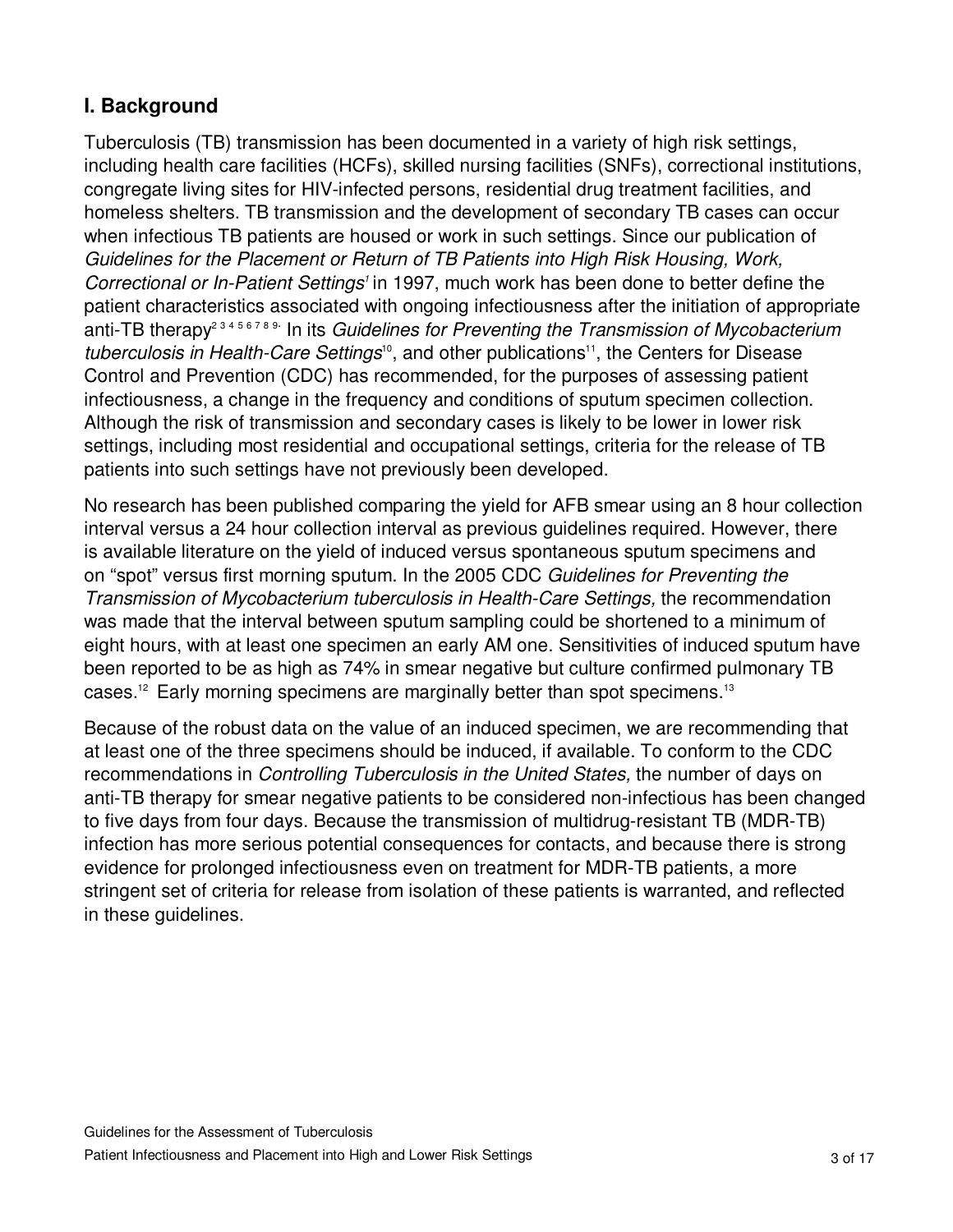## I. Background

Tuberculosis (TB) transmission has been documented in a variety of high risk settings, including health care facilities (HCFs), skilled nursing facilities (SNFs), correctional institutions, congregate living sites for HIV-infected persons, residential drug treatment facilities, and homeless shelters. TB transmission and the development of secondary TB cases can occur when infectious TB patients are housed or work in such settings. Since our publication of *Guidelines for the Placement or Return of TB Patients into High Risk Housing, Work, Correctional or In-Patient Settings*[1] in 1997, much work has been done to better define the patient characteristics associated with ongoing infectiousness after the initiation of appropriate anti-TB therapy[2 3 4 5 6 7 8 9]. In its *Guidelines for Preventing the Transmission of Mycobacterium tuberculosis in Health-Care Settings*[10], and other publications[11], the Centers for Disease Control and Prevention (CDC) has recommended, for the purposes of assessing patient infectiousness, a change in the frequency and conditions of sputum specimen collection. Although the risk of transmission and secondary cases is likely to be lower in lower risk settings, including most residential and occupational settings, criteria for the release of TB patients into such settings have not previously been developed.

No research has been published comparing the yield for AFB smear using an 8 hour collection interval versus a 24 hour collection interval as previous guidelines required. However, there is available literature on the yield of induced versus spontaneous sputum specimens and on “spot” versus first morning sputum. In the 2005 CDC *Guidelines for Preventing the Transmission of Mycobacterium tuberculosis in Health-Care Settings,* the recommendation was made that the interval between sputum sampling could be shortened to a minimum of eight hours, with at least one specimen an early AM one. Sensitivities of induced sputum have been reported to be as high as 74% in smear negative but culture confirmed pulmonary TB cases.[12] Early morning specimens are marginally better than spot specimens.[13]

Because of the robust data on the value of an induced specimen, we are recommending that at least one of the three specimens should be induced, if available. To conform to the CDC recommendations in *Controlling Tuberculosis in the United States,* the number of days on anti-TB therapy for smear negative patients to be considered non-infectious has been changed to five days from four days. Because the transmission of multidrug-resistant TB (MDR-TB) infection has more serious potential consequences for contacts, and because there is strong evidence for prolonged infectiousness even on treatment for MDR-TB patients, a more stringent set of criteria for release from isolation of these patients is warranted, and reflected in these guidelines.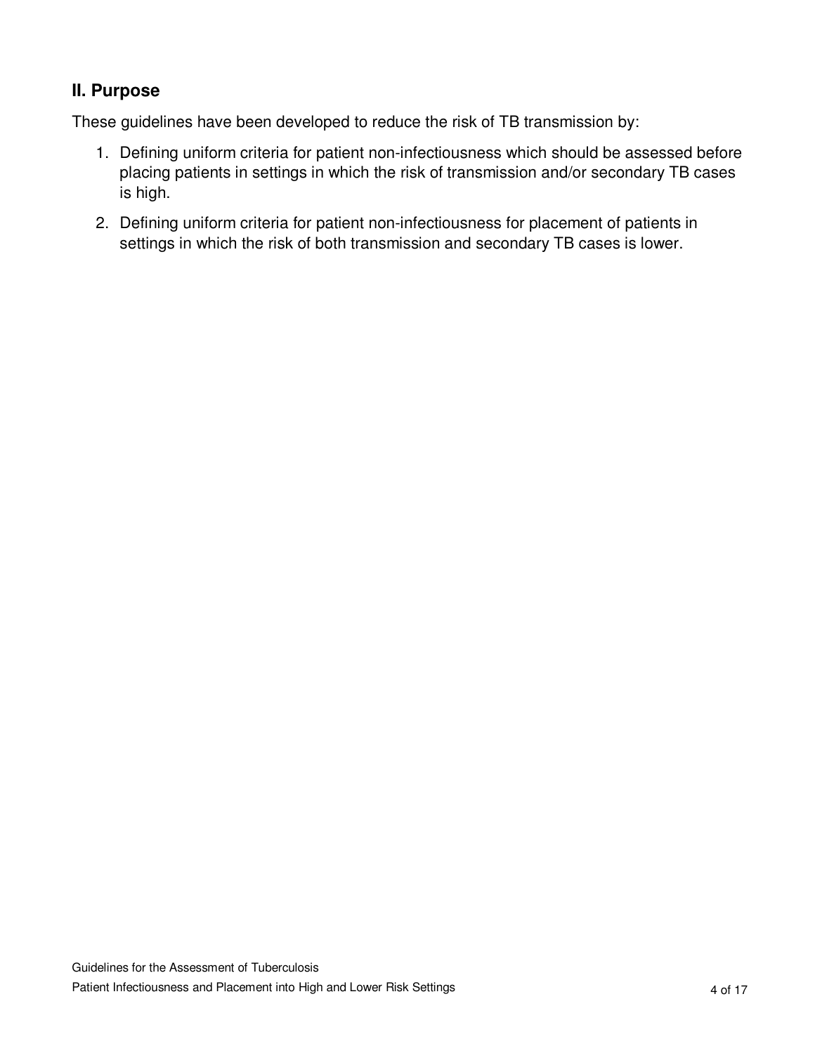## II. Purpose

These guidelines have been developed to reduce the risk of TB transmission by:

1. Defining uniform criteria for patient non-infectiousness which should be assessed before placing patients in settings in which the risk of transmission and/or secondary TB cases is high.
2. Defining uniform criteria for patient non-infectiousness for placement of patients in settings in which the risk of both transmission and secondary TB cases is lower.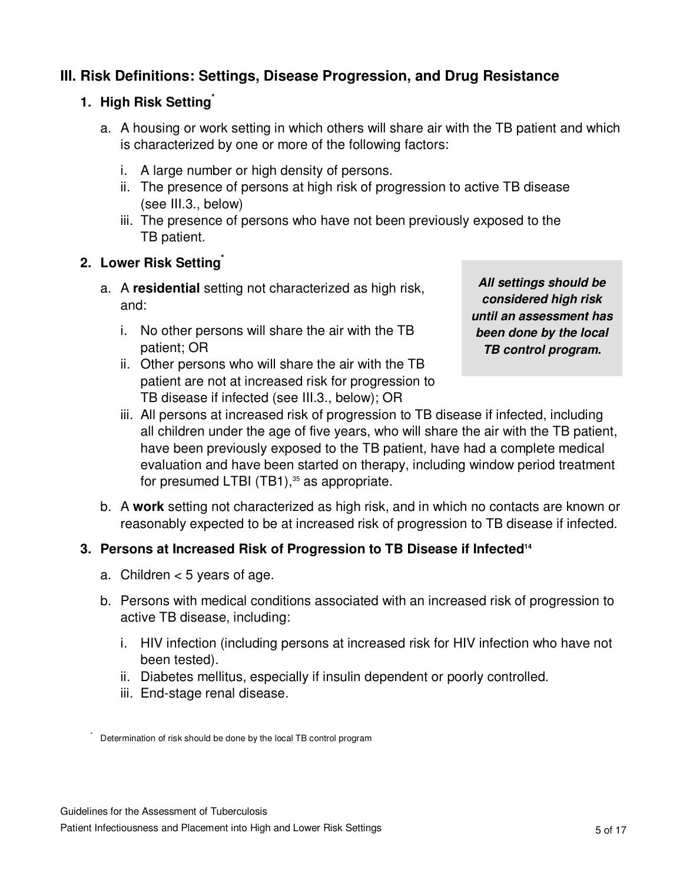## III. Risk Definitions: Settings, Disease Progression, and Drug Resistance

### 1. High Risk Setting*

a. A housing or work setting in which others will share air with the TB patient and which is characterized by one or more of the following factors:

   i. A large number or high density of persons.
   ii. The presence of persons at high risk of progression to active TB disease (see III.3., below)
   iii. The presence of persons who have not been previously exposed to the TB patient.

### 2. Lower Risk Setting*

> ***All settings should be considered high risk until an assessment has been done by the local TB control program.***

a. A **residential** setting not characterized as high risk, and:

   i. No other persons will share the air with the TB patient; OR
   ii. Other persons who will share the air with the TB patient are not at increased risk for progression to TB disease if infected (see III.3., below); OR
   iii. All persons at increased risk of progression to TB disease if infected, including all children under the age of five years, who will share the air with the TB patient, have been previously exposed to the TB patient, have had a complete medical evaluation and have been started on therapy, including window period treatment for presumed LTBI (TB1),[35] as appropriate.

b. A **work** setting not characterized as high risk, and in which no contacts are known or reasonably expected to be at increased risk of progression to TB disease if infected.

### 3. Persons at Increased Risk of Progression to TB Disease if Infected[14]

a. Children < 5 years of age.

b. Persons with medical conditions associated with an increased risk of progression to active TB disease, including:

   i. HIV infection (including persons at increased risk for HIV infection who have not been tested).
   ii. Diabetes mellitus, especially if insulin dependent or poorly controlled.
   iii. End-stage renal disease.

---

* Determination of risk should be done by the local TB control program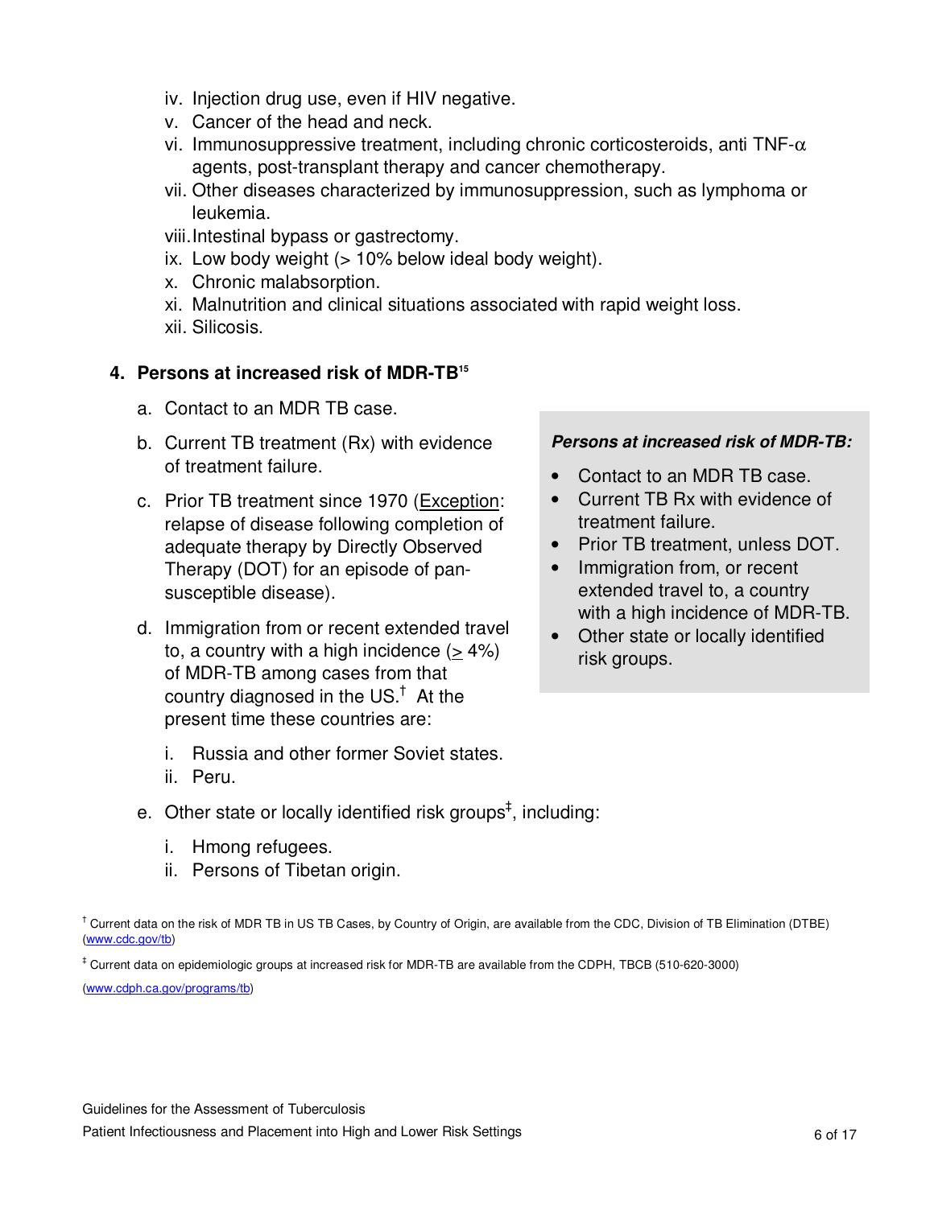iv. Injection drug use, even if HIV negative.
v. Cancer of the head and neck.
vi. Immunosuppressive treatment, including chronic corticosteroids, anti TNF-α agents, post-transplant therapy and cancer chemotherapy.
vii. Other diseases characterized by immunosuppression, such as lymphoma or leukemia.
viii. Intestinal bypass or gastrectomy.
ix. Low body weight (> 10% below ideal body weight).
x. Chronic malabsorption.
xi. Malnutrition and clinical situations associated with rapid weight loss.
xii. Silicosis.

### 4. Persons at increased risk of MDR-TB[15]

a. Contact to an MDR TB case.

b. Current TB treatment (Rx) with evidence of treatment failure.

c. Prior TB treatment since 1970 (<u>Exception</u>: relapse of disease following completion of adequate therapy by Directly Observed Therapy (DOT) for an episode of pan-susceptible disease).

d. Immigration from or recent extended travel to, a country with a high incidence (≥ 4%) of MDR-TB among cases from that country diagnosed in the US.[†] At the present time these countries are:

   i. Russia and other former Soviet states.
   ii. Peru.

e. Other state or locally identified risk groups[‡], including:

   i. Hmong refugees.
   ii. Persons of Tibetan origin.

> ***Persons at increased risk of MDR-TB:***
>
> - Contact to an MDR TB case.
> - Current TB Rx with evidence of treatment failure.
> - Prior TB treatment, unless DOT.
> - Immigration from, or recent extended travel to, a country with a high incidence of MDR-TB.
> - Other state or locally identified risk groups.

[†] Current data on the risk of MDR TB in US TB Cases, by Country of Origin, are available from the CDC, Division of TB Elimination (DTBE) (www.cdc.gov/tb)

[‡] Current data on epidemiologic groups at increased risk for MDR-TB are available from the CDPH, TBCB (510-620-3000) (www.cdph.ca.gov/programs/tb)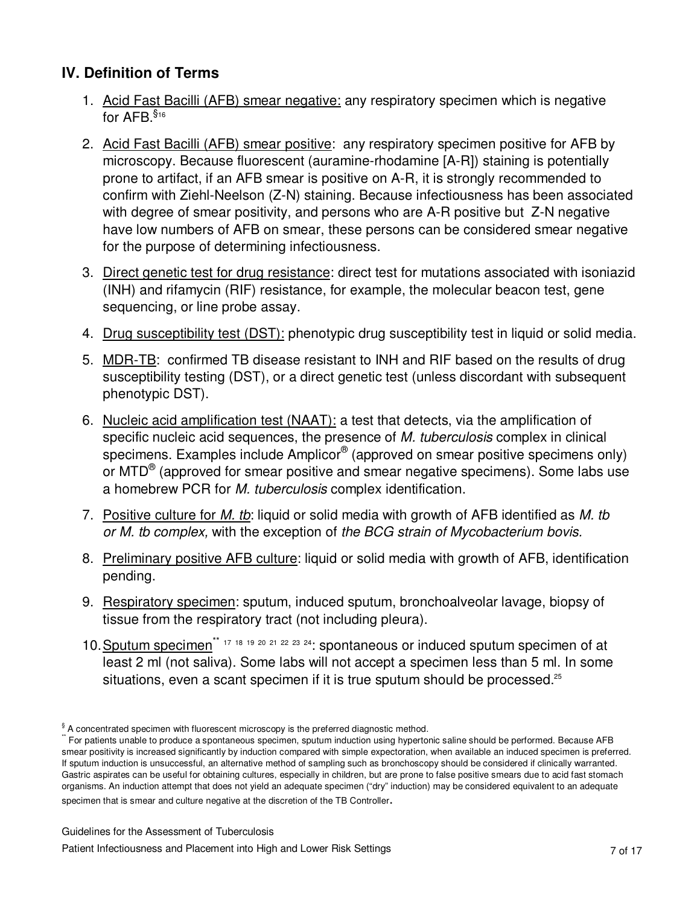## IV. Definition of Terms

1. Acid Fast Bacilli (AFB) smear negative: any respiratory specimen which is negative for AFB.[§16]
2. Acid Fast Bacilli (AFB) smear positive: any respiratory specimen positive for AFB by microscopy. Because fluorescent (auramine-rhodamine [A-R]) staining is potentially prone to artifact, if an AFB smear is positive on A-R, it is strongly recommended to confirm with Ziehl-Neelson (Z-N) staining. Because infectiousness has been associated with degree of smear positivity, and persons who are A-R positive but Z-N negative have low numbers of AFB on smear, these persons can be considered smear negative for the purpose of determining infectiousness.
3. Direct genetic test for drug resistance: direct test for mutations associated with isoniazid (INH) and rifamycin (RIF) resistance, for example, the molecular beacon test, gene sequencing, or line probe assay.
4. Drug susceptibility test (DST): phenotypic drug susceptibility test in liquid or solid media.
5. MDR-TB: confirmed TB disease resistant to INH and RIF based on the results of drug susceptibility testing (DST), or a direct genetic test (unless discordant with subsequent phenotypic DST).
6. Nucleic acid amplification test (NAAT): a test that detects, via the amplification of specific nucleic acid sequences, the presence of *M. tuberculosis* complex in clinical specimens. Examples include Amplicor® (approved on smear positive specimens only) or MTD® (approved for smear positive and smear negative specimens). Some labs use a homebrew PCR for *M. tuberculosis* complex identification.
7. Positive culture for *M. tb*: liquid or solid media with growth of AFB identified as *M. tb or M. tb complex,* with the exception of *the BCG strain of Mycobacterium bovis.*
8. Preliminary positive AFB culture: liquid or solid media with growth of AFB, identification pending.
9. Respiratory specimen: sputum, induced sputum, bronchoalveolar lavage, biopsy of tissue from the respiratory tract (not including pleura).
10. Sputum specimen[\*\* 17 18 19 20 21 22 23 24]: spontaneous or induced sputum specimen of at least 2 ml (not saliva). Some labs will not accept a specimen less than 5 ml. In some situations, even a scant specimen if it is true sputum should be processed.[25]

---

[§] A concentrated specimen with fluorescent microscopy is the preferred diagnostic method.

[\*\*] For patients unable to produce a spontaneous specimen, sputum induction using hypertonic saline should be performed. Because AFB smear positivity is increased significantly by induction compared with simple expectoration, when available an induced specimen is preferred. If sputum induction is unsuccessful, an alternative method of sampling such as bronchoscopy should be considered if clinically warranted. Gastric aspirates can be useful for obtaining cultures, especially in children, but are prone to false positive smears due to acid fast stomach organisms. An induction attempt that does not yield an adequate specimen ("dry" induction) may be considered equivalent to an adequate specimen that is smear and culture negative at the discretion of the TB Controller.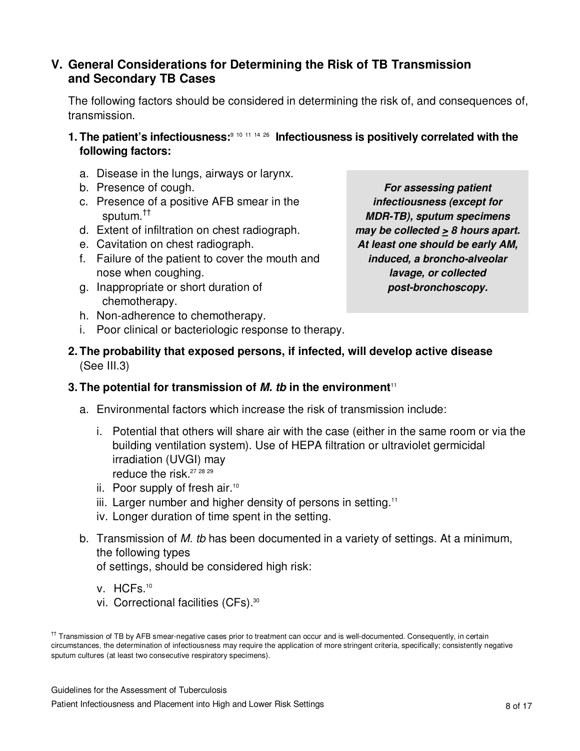## V. General Considerations for Determining the Risk of TB Transmission and Secondary TB Cases

The following factors should be considered in determining the risk of, and consequences of, transmission.

**1. The patient's infectiousness:**[9 10 11 14 26] **Infectiousness is positively correlated with the following factors:**

a. Disease in the lungs, airways or larynx.
b. Presence of cough.
c. Presence of a positive AFB smear in the sputum.[††]
d. Extent of infiltration on chest radiograph.
e. Cavitation on chest radiograph.
f. Failure of the patient to cover the mouth and nose when coughing.
g. Inappropriate or short duration of chemotherapy.
h. Non-adherence to chemotherapy.
i. Poor clinical or bacteriologic response to therapy.

***For assessing patient infectiousness (except for MDR-TB), sputum specimens may be collected ≥ 8 hours apart. At least one should be early AM, induced, a broncho-alveolar lavage, or collected post-bronchoscopy.***

**2. The probability that exposed persons, if infected, will develop active disease** (See III.3)

**3. The potential for transmission of *M. tb* in the environment**[11]

a. Environmental factors which increase the risk of transmission include:

   i. Potential that others will share air with the case (either in the same room or via the building ventilation system). Use of HEPA filtration or ultraviolet germicidal irradiation (UVGI) may reduce the risk.[27 28 29]
   ii. Poor supply of fresh air.[10]
   iii. Larger number and higher density of persons in setting.[11]
   iv. Longer duration of time spent in the setting.

b. Transmission of *M. tb* has been documented in a variety of settings. At a minimum, the following types of settings, should be considered high risk:

   v. HCFs.[10]
   vi. Correctional facilities (CFs).[30]

[††] Transmission of TB by AFB smear-negative cases prior to treatment can occur and is well-documented. Consequently, in certain circumstances, the determination of infectiousness may require the application of more stringent criteria, specifically; consistently negative sputum cultures (at least two consecutive respiratory specimens).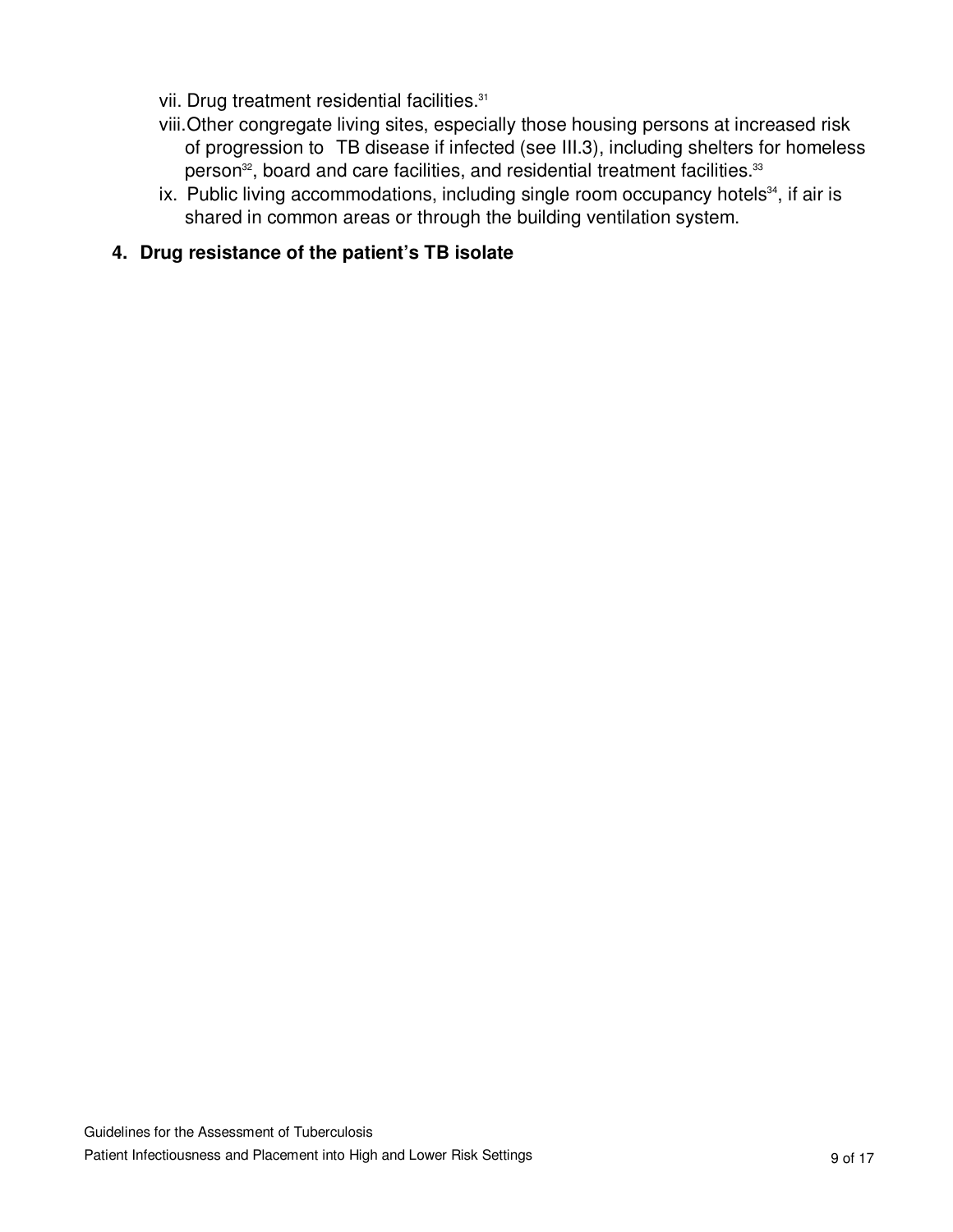vii. Drug treatment residential facilities.[31]

viii. Other congregate living sites, especially those housing persons at increased risk of progression to TB disease if infected (see III.3), including shelters for homeless person[32], board and care facilities, and residential treatment facilities.[33]

ix. Public living accommodations, including single room occupancy hotels[34], if air is shared in common areas or through the building ventilation system.

**4. Drug resistance of the patient's TB isolate**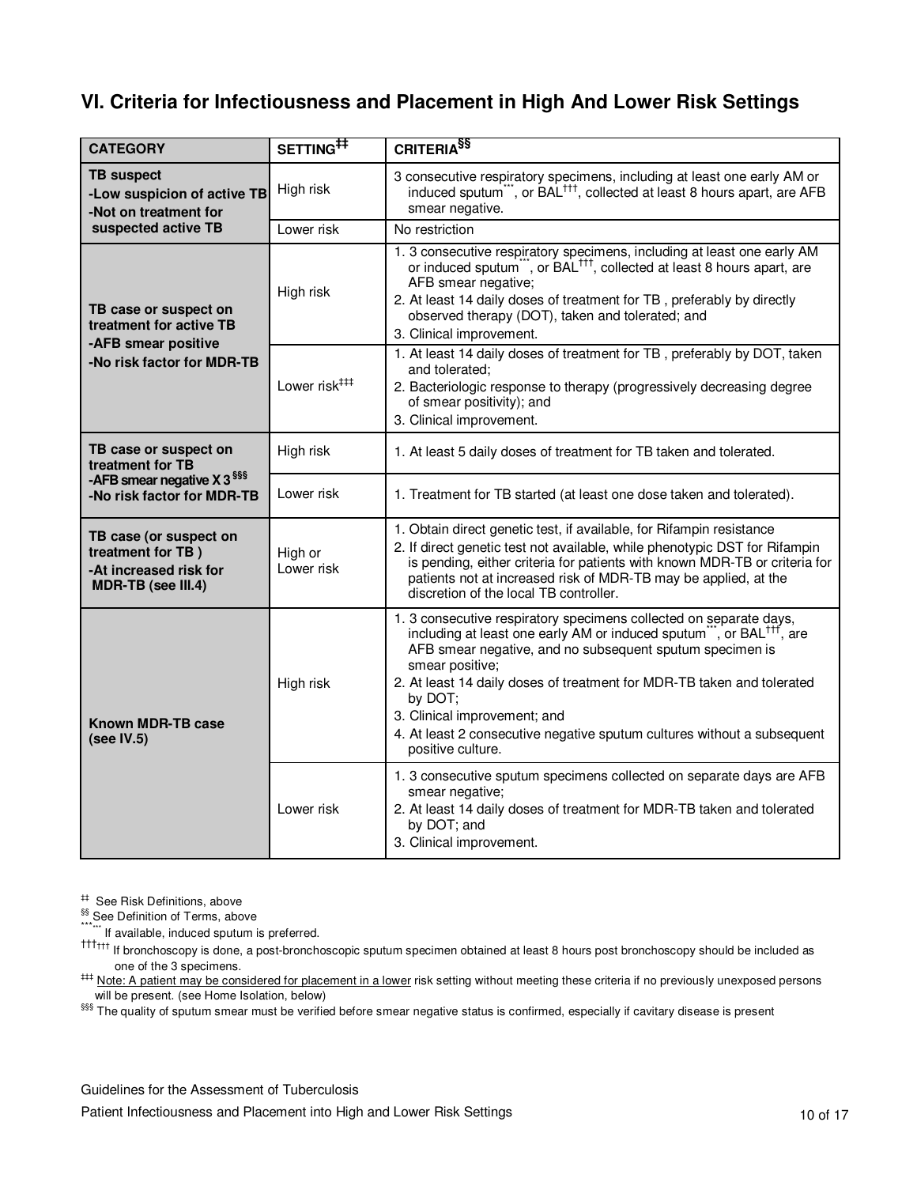## VI. Criteria for Infectiousness and Placement in High And Lower Risk Settings

| CATEGORY | SETTING‡‡ | CRITERIA§§ |
|---|---|---|
| **TB suspect**<br>**-Low suspicion of active TB**<br>**-Not on treatment for suspected active TB** | High risk | 3 consecutive respiratory specimens, including at least one early AM or induced sputum***, or BAL†††, collected at least 8 hours apart, are AFB smear negative. |
| | Lower risk | No restriction |
| **TB case or suspect on treatment for active TB**<br>**-AFB smear positive**<br>**-No risk factor for MDR-TB** | High risk | 1. 3 consecutive respiratory specimens, including at least one early AM or induced sputum***, or BAL†††, collected at least 8 hours apart, are AFB smear negative;<br>2. At least 14 daily doses of treatment for TB , preferably by directly observed therapy (DOT), taken and tolerated; and<br>3. Clinical improvement. |
| | Lower risk‡‡‡ | 1. At least 14 daily doses of treatment for TB , preferably by DOT, taken and tolerated;<br>2. Bacteriologic response to therapy (progressively decreasing degree of smear positivity); and<br>3. Clinical improvement. |
| **TB case or suspect on treatment for TB**<br>**-AFB smear negative X 3 §§§**<br>**-No risk factor for MDR-TB** | High risk | 1. At least 5 daily doses of treatment for TB taken and tolerated. |
| | Lower risk | 1. Treatment for TB started (at least one dose taken and tolerated). |
| **TB case (or suspect on treatment for TB )**<br>**-At increased risk for MDR-TB (see III.4)** | High or Lower risk | 1. Obtain direct genetic test, if available, for Rifampin resistance<br>2. If direct genetic test not available, while phenotypic DST for Rifampin is pending, either criteria for patients with known MDR-TB or criteria for patients not at increased risk of MDR-TB may be applied, at the discretion of the local TB controller. |
| **Known MDR-TB case (see IV.5)** | High risk | 1. 3 consecutive respiratory specimens collected on separate days, including at least one early AM or induced sputum***, or BAL†††, are AFB smear negative, and no subsequent sputum specimen is smear positive;<br>2. At least 14 daily doses of treatment for MDR-TB taken and tolerated by DOT;<br>3. Clinical improvement; and<br>4. At least 2 consecutive negative sputum cultures without a subsequent positive culture. |
| | Lower risk | 1. 3 consecutive sputum specimens collected on separate days are AFB smear negative;<br>2. At least 14 daily doses of treatment for MDR-TB taken and tolerated by DOT; and<br>3. Clinical improvement. |

‡‡ See Risk Definitions, above

§§ See Definition of Terms, above

*** If available, induced sputum is preferred.

††† If bronchoscopy is done, a post-bronchoscopic sputum specimen obtained at least 8 hours post bronchoscopy should be included as one of the 3 specimens.

‡‡‡ Note: A patient may be considered for placement in a lower risk setting without meeting these criteria if no previously unexposed persons will be present. (see Home Isolation, below)

§§§ The quality of sputum smear must be verified before smear negative status is confirmed, especially if cavitary disease is present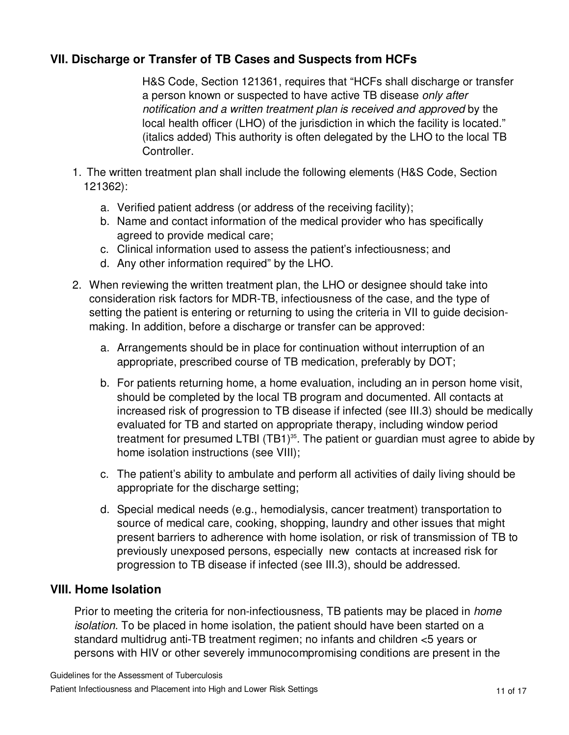## VII. Discharge or Transfer of TB Cases and Suspects from HCFs

H&S Code, Section 121361, requires that "HCFs shall discharge or transfer a person known or suspected to have active TB disease *only after notification and a written treatment plan is received and approved* by the local health officer (LHO) of the jurisdiction in which the facility is located." (italics added) This authority is often delegated by the LHO to the local TB Controller.

1. The written treatment plan shall include the following elements (H&S Code, Section 121362):
   a. Verified patient address (or address of the receiving facility);
   b. Name and contact information of the medical provider who has specifically agreed to provide medical care;
   c. Clinical information used to assess the patient's infectiousness; and
   d. Any other information required" by the LHO.

2. When reviewing the written treatment plan, the LHO or designee should take into consideration risk factors for MDR-TB, infectiousness of the case, and the type of setting the patient is entering or returning to using the criteria in VII to guide decision-making. In addition, before a discharge or transfer can be approved:

   a. Arrangements should be in place for continuation without interruption of an appropriate, prescribed course of TB medication, preferably by DOT;

   b. For patients returning home, a home evaluation, including an in person home visit, should be completed by the local TB program and documented. All contacts at increased risk of progression to TB disease if infected (see III.3) should be medically evaluated for TB and started on appropriate therapy, including window period treatment for presumed LTBI (TB1)[35]. The patient or guardian must agree to abide by home isolation instructions (see VIII);

   c. The patient's ability to ambulate and perform all activities of daily living should be appropriate for the discharge setting;

   d. Special medical needs (e.g., hemodialysis, cancer treatment) transportation to source of medical care, cooking, shopping, laundry and other issues that might present barriers to adherence with home isolation, or risk of transmission of TB to previously unexposed persons, especially new contacts at increased risk for progression to TB disease if infected (see III.3), should be addressed.

## VIII. Home Isolation

Prior to meeting the criteria for non-infectiousness, TB patients may be placed in *home isolation*. To be placed in home isolation, the patient should have been started on a standard multidrug anti-TB treatment regimen; no infants and children <5 years or persons with HIV or other severely immunocompromising conditions are present in the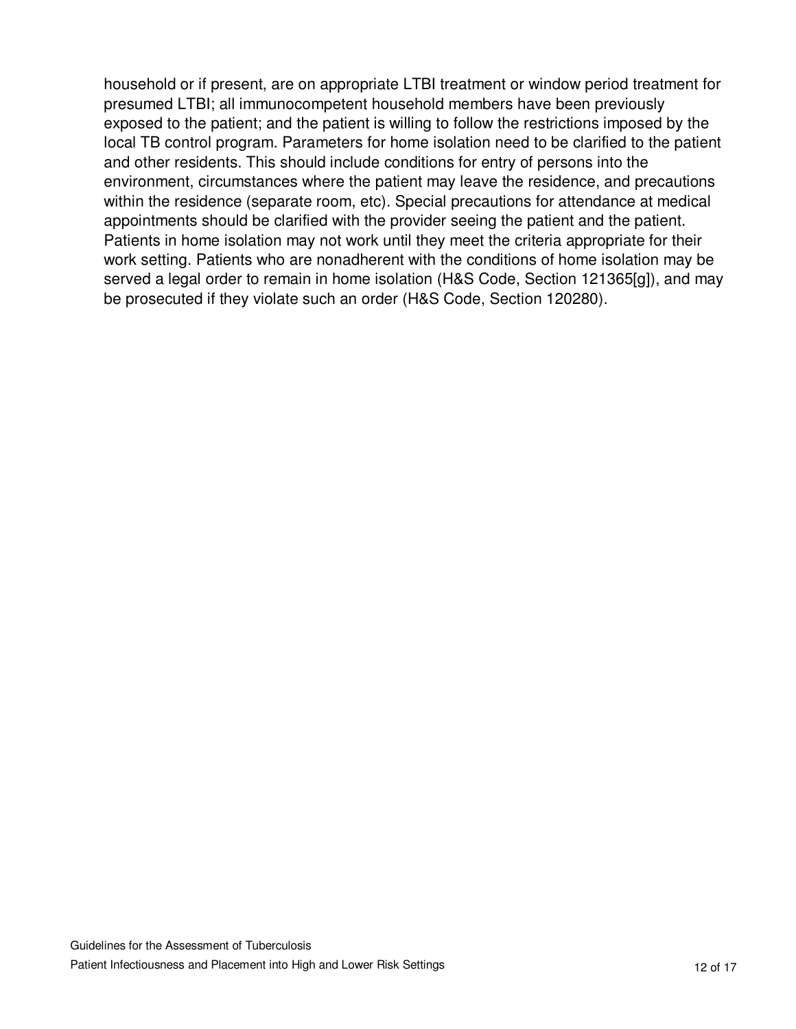household or if present, are on appropriate LTBI treatment or window period treatment for presumed LTBI; all immunocompetent household members have been previously exposed to the patient; and the patient is willing to follow the restrictions imposed by the local TB control program. Parameters for home isolation need to be clarified to the patient and other residents. This should include conditions for entry of persons into the environment, circumstances where the patient may leave the residence, and precautions within the residence (separate room, etc). Special precautions for attendance at medical appointments should be clarified with the provider seeing the patient and the patient. Patients in home isolation may not work until they meet the criteria appropriate for their work setting. Patients who are nonadherent with the conditions of home isolation may be served a legal order to remain in home isolation (H&S Code, Section 121365[g]), and may be prosecuted if they violate such an order (H&S Code, Section 120280).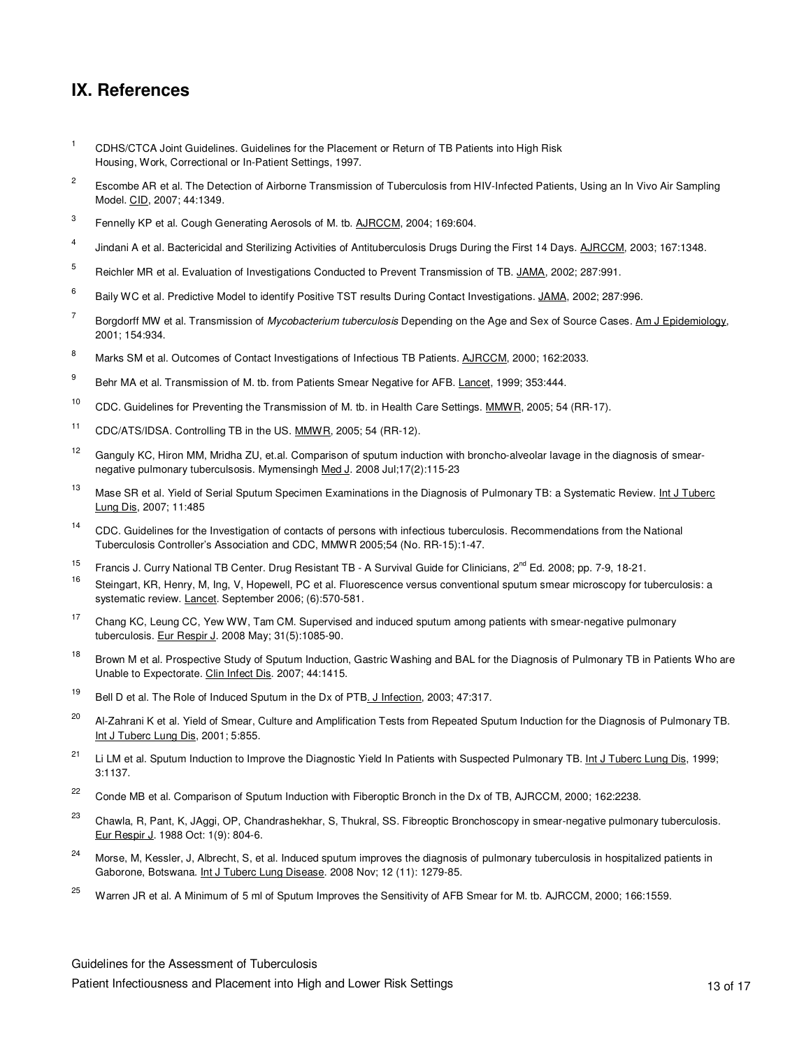## IX. References

[1] CDHS/CTCA Joint Guidelines. Guidelines for the Placement or Return of TB Patients into High Risk Housing, Work, Correctional or In-Patient Settings, 1997.

[2] Escombe AR et al. The Detection of Airborne Transmission of Tuberculosis from HIV-Infected Patients, Using an In Vivo Air Sampling Model. CID, 2007; 44:1349.

[3] Fennelly KP et al. Cough Generating Aerosols of M. tb. AJRCCM, 2004; 169:604.

[4] Jindani A et al. Bactericidal and Sterilizing Activities of Antituberculosis Drugs During the First 14 Days. AJRCCM, 2003; 167:1348.

[5] Reichler MR et al. Evaluation of Investigations Conducted to Prevent Transmission of TB. JAMA, 2002; 287:991.

[6] Baily WC et al. Predictive Model to identify Positive TST results During Contact Investigations. JAMA, 2002; 287:996.

[7] Borgdorff MW et al. Transmission of *Mycobacterium tuberculosis* Depending on the Age and Sex of Source Cases. Am J Epidemiology, 2001; 154:934.

[8] Marks SM et al. Outcomes of Contact Investigations of Infectious TB Patients. AJRCCM, 2000; 162:2033.

[9] Behr MA et al. Transmission of M. tb. from Patients Smear Negative for AFB. Lancet, 1999; 353:444.

[10] CDC. Guidelines for Preventing the Transmission of M. tb. in Health Care Settings. MMWR, 2005; 54 (RR-17).

[11] CDC/ATS/IDSA. Controlling TB in the US. MMWR, 2005; 54 (RR-12).

[12] Ganguly KC, Hiron MM, Mridha ZU, et.al. Comparison of sputum induction with broncho-alveolar lavage in the diagnosis of smear-negative pulmonary tuberculsosis. Mymensingh Med J. 2008 Jul;17(2):115-23

[13] Mase SR et al. Yield of Serial Sputum Specimen Examinations in the Diagnosis of Pulmonary TB: a Systematic Review. Int J Tuberc Lung Dis, 2007; 11:485

[14] CDC. Guidelines for the Investigation of contacts of persons with infectious tuberculosis. Recommendations from the National Tuberculosis Controller's Association and CDC, MMWR 2005;54 (No. RR-15):1-47.

[15] Francis J. Curry National TB Center. Drug Resistant TB - A Survival Guide for Clinicians, 2nd Ed. 2008; pp. 7-9, 18-21.

[16] Steingart, KR, Henry, M, Ing, V, Hopewell, PC et al. Fluorescence versus conventional sputum smear microscopy for tuberculosis: a systematic review. Lancet. September 2006; (6):570-581.

[17] Chang KC, Leung CC, Yew WW, Tam CM. Supervised and induced sputum among patients with smear-negative pulmonary tuberculosis. Eur Respir J. 2008 May; 31(5):1085-90.

[18] Brown M et al. Prospective Study of Sputum Induction, Gastric Washing and BAL for the Diagnosis of Pulmonary TB in Patients Who are Unable to Expectorate. Clin Infect Dis. 2007; 44:1415.

[19] Bell D et al. The Role of Induced Sputum in the Dx of PTB. J Infection, 2003; 47:317.

[20] Al-Zahrani K et al. Yield of Smear, Culture and Amplification Tests from Repeated Sputum Induction for the Diagnosis of Pulmonary TB. Int J Tuberc Lung Dis, 2001; 5:855.

[21] Li LM et al. Sputum Induction to Improve the Diagnostic Yield In Patients with Suspected Pulmonary TB. Int J Tuberc Lung Dis, 1999; 3:1137.

[22] Conde MB et al. Comparison of Sputum Induction with Fiberoptic Bronch in the Dx of TB, AJRCCM, 2000; 162:2238.

[23] Chawla, R, Pant, K, JAggi, OP, Chandrashekhar, S, Thukral, SS. Fibreoptic Bronchoscopy in smear-negative pulmonary tuberculosis. Eur Respir J. 1988 Oct: 1(9): 804-6.

[24] Morse, M, Kessler, J, Albrecht, S, et al. Induced sputum improves the diagnosis of pulmonary tuberculosis in hospitalized patients in Gaborone, Botswana. Int J Tuberc Lung Disease. 2008 Nov; 12 (11): 1279-85.

[25] Warren JR et al. A Minimum of 5 ml of Sputum Improves the Sensitivity of AFB Smear for M. tb. AJRCCM, 2000; 166:1559.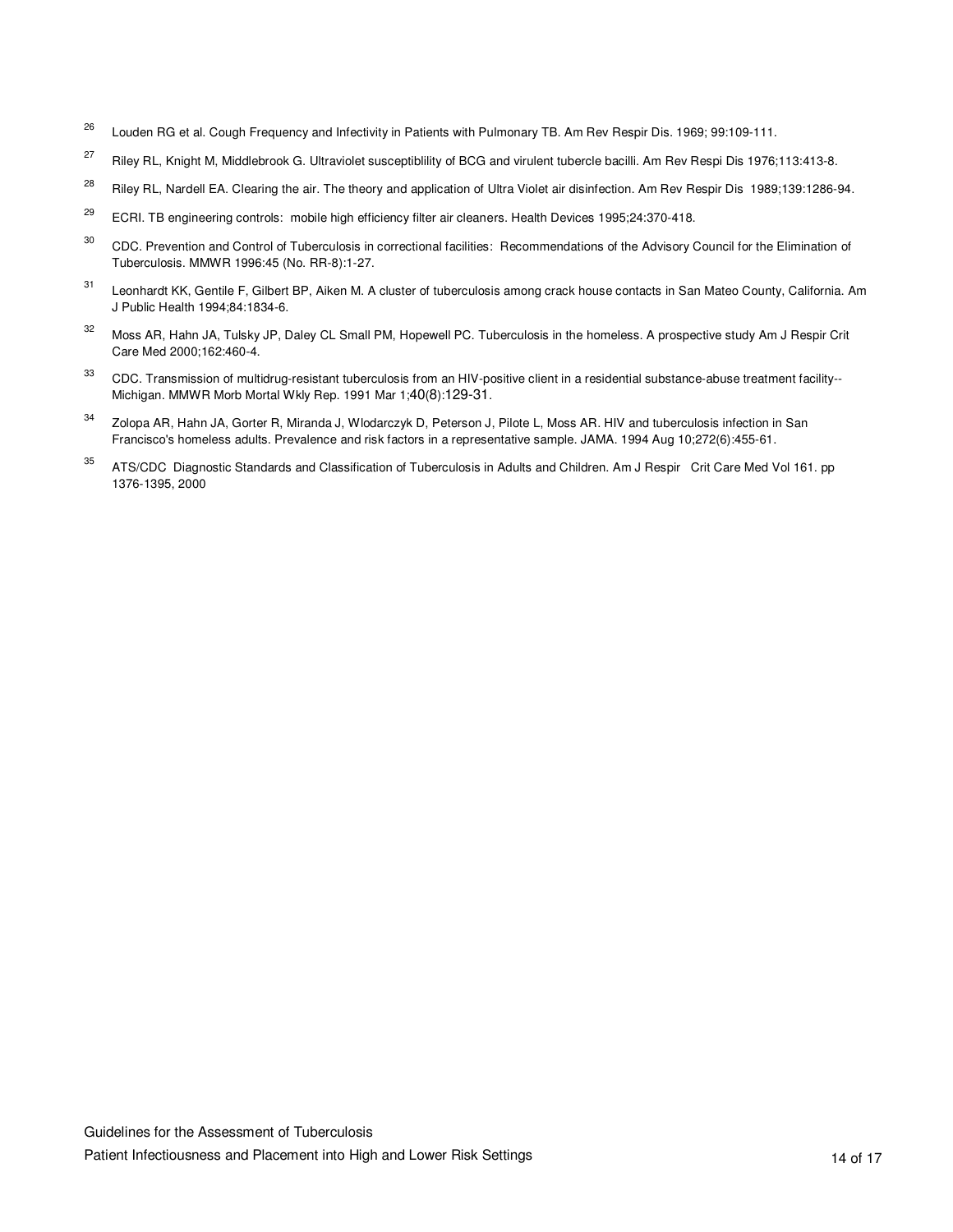[26] Louden RG et al. Cough Frequency and Infectivity in Patients with Pulmonary TB. Am Rev Respir Dis. 1969; 99:109-111.

[27] Riley RL, Knight M, Middlebrook G. Ultraviolet susceptiblility of BCG and virulent tubercle bacilli. Am Rev Respi Dis 1976;113:413-8.

[28] Riley RL, Nardell EA. Clearing the air. The theory and application of Ultra Violet air disinfection. Am Rev Respir Dis 1989;139:1286-94.

[29] ECRI. TB engineering controls: mobile high efficiency filter air cleaners. Health Devices 1995;24:370-418.

[30] CDC. Prevention and Control of Tuberculosis in correctional facilities: Recommendations of the Advisory Council for the Elimination of Tuberculosis. MMWR 1996:45 (No. RR-8):1-27.

[31] Leonhardt KK, Gentile F, Gilbert BP, Aiken M. A cluster of tuberculosis among crack house contacts in San Mateo County, California. Am J Public Health 1994;84:1834-6.

[32] Moss AR, Hahn JA, Tulsky JP, Daley CL Small PM, Hopewell PC. Tuberculosis in the homeless. A prospective study Am J Respir Crit Care Med 2000;162:460-4.

[33] CDC. Transmission of multidrug-resistant tuberculosis from an HIV-positive client in a residential substance-abuse treatment facility--Michigan. MMWR Morb Mortal Wkly Rep. 1991 Mar 1;40(8):129-31.

[34] Zolopa AR, Hahn JA, Gorter R, Miranda J, Wlodarczyk D, Peterson J, Pilote L, Moss AR. HIV and tuberculosis infection in San Francisco's homeless adults. Prevalence and risk factors in a representative sample. JAMA. 1994 Aug 10;272(6):455-61.

[35] ATS/CDC Diagnostic Standards and Classification of Tuberculosis in Adults and Children. Am J Respir Crit Care Med Vol 161. pp 1376-1395, 2000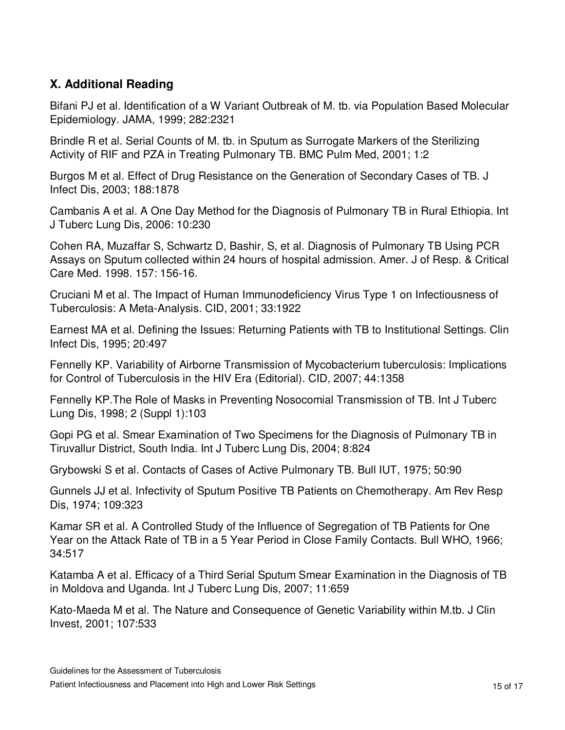## X. Additional Reading

Bifani PJ et al. Identification of a W Variant Outbreak of M. tb. via Population Based Molecular Epidemiology. JAMA, 1999; 282:2321

Brindle R et al. Serial Counts of M. tb. in Sputum as Surrogate Markers of the Sterilizing Activity of RIF and PZA in Treating Pulmonary TB. BMC Pulm Med, 2001; 1:2

Burgos M et al. Effect of Drug Resistance on the Generation of Secondary Cases of TB. J Infect Dis, 2003; 188:1878

Cambanis A et al. A One Day Method for the Diagnosis of Pulmonary TB in Rural Ethiopia. Int J Tuberc Lung Dis, 2006: 10:230

Cohen RA, Muzaffar S, Schwartz D, Bashir, S, et al. Diagnosis of Pulmonary TB Using PCR Assays on Sputum collected within 24 hours of hospital admission. Amer. J of Resp. & Critical Care Med. 1998. 157: 156-16.

Cruciani M et al. The Impact of Human Immunodeficiency Virus Type 1 on Infectiousness of Tuberculosis: A Meta-Analysis. CID, 2001; 33:1922

Earnest MA et al. Defining the Issues: Returning Patients with TB to Institutional Settings. Clin Infect Dis, 1995; 20:497

Fennelly KP. Variability of Airborne Transmission of Mycobacterium tuberculosis: Implications for Control of Tuberculosis in the HIV Era (Editorial). CID, 2007; 44:1358

Fennelly KP.The Role of Masks in Preventing Nosocomial Transmission of TB. Int J Tuberc Lung Dis, 1998; 2 (Suppl 1):103

Gopi PG et al. Smear Examination of Two Specimens for the Diagnosis of Pulmonary TB in Tiruvallur District, South India. Int J Tuberc Lung Dis, 2004; 8:824

Grybowski S et al. Contacts of Cases of Active Pulmonary TB. Bull IUT, 1975; 50:90

Gunnels JJ et al. Infectivity of Sputum Positive TB Patients on Chemotherapy. Am Rev Resp Dis, 1974; 109:323

Kamar SR et al. A Controlled Study of the Influence of Segregation of TB Patients for One Year on the Attack Rate of TB in a 5 Year Period in Close Family Contacts. Bull WHO, 1966; 34:517

Katamba A et al. Efficacy of a Third Serial Sputum Smear Examination in the Diagnosis of TB in Moldova and Uganda. Int J Tuberc Lung Dis, 2007; 11:659

Kato-Maeda M et al. The Nature and Consequence of Genetic Variability within M.tb. J Clin Invest, 2001; 107:533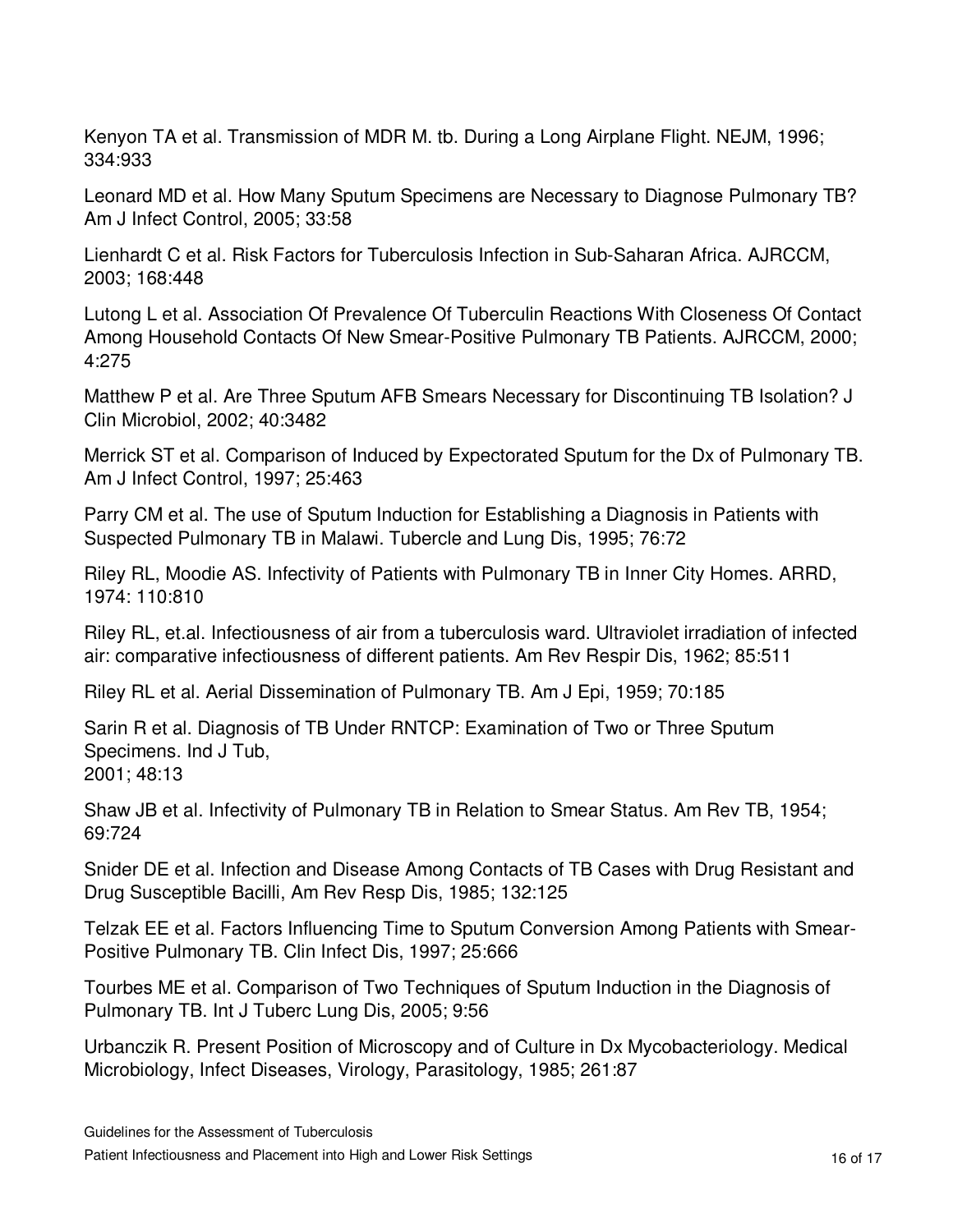Kenyon TA et al. Transmission of MDR M. tb. During a Long Airplane Flight. NEJM, 1996; 334:933

Leonard MD et al. How Many Sputum Specimens are Necessary to Diagnose Pulmonary TB? Am J Infect Control, 2005; 33:58

Lienhardt C et al. Risk Factors for Tuberculosis Infection in Sub-Saharan Africa. AJRCCM, 2003; 168:448

Lutong L et al. Association Of Prevalence Of Tuberculin Reactions With Closeness Of Contact Among Household Contacts Of New Smear-Positive Pulmonary TB Patients. AJRCCM, 2000; 4:275

Matthew P et al. Are Three Sputum AFB Smears Necessary for Discontinuing TB Isolation? J Clin Microbiol, 2002; 40:3482

Merrick ST et al. Comparison of Induced by Expectorated Sputum for the Dx of Pulmonary TB. Am J Infect Control, 1997; 25:463

Parry CM et al. The use of Sputum Induction for Establishing a Diagnosis in Patients with Suspected Pulmonary TB in Malawi. Tubercle and Lung Dis, 1995; 76:72

Riley RL, Moodie AS. Infectivity of Patients with Pulmonary TB in Inner City Homes. ARRD, 1974: 110:810

Riley RL, et.al. Infectiousness of air from a tuberculosis ward. Ultraviolet irradiation of infected air: comparative infectiousness of different patients. Am Rev Respir Dis, 1962; 85:511

Riley RL et al. Aerial Dissemination of Pulmonary TB. Am J Epi, 1959; 70:185

Sarin R et al. Diagnosis of TB Under RNTCP: Examination of Two or Three Sputum Specimens. Ind J Tub,
2001; 48:13

Shaw JB et al. Infectivity of Pulmonary TB in Relation to Smear Status. Am Rev TB, 1954; 69:724

Snider DE et al. Infection and Disease Among Contacts of TB Cases with Drug Resistant and Drug Susceptible Bacilli, Am Rev Resp Dis, 1985; 132:125

Telzak EE et al. Factors Influencing Time to Sputum Conversion Among Patients with Smear-Positive Pulmonary TB. Clin Infect Dis, 1997; 25:666

Tourbes ME et al. Comparison of Two Techniques of Sputum Induction in the Diagnosis of Pulmonary TB. Int J Tuberc Lung Dis, 2005; 9:56

Urbanczik R. Present Position of Microscopy and of Culture in Dx Mycobacteriology. Medical Microbiology, Infect Diseases, Virology, Parasitology, 1985; 261:87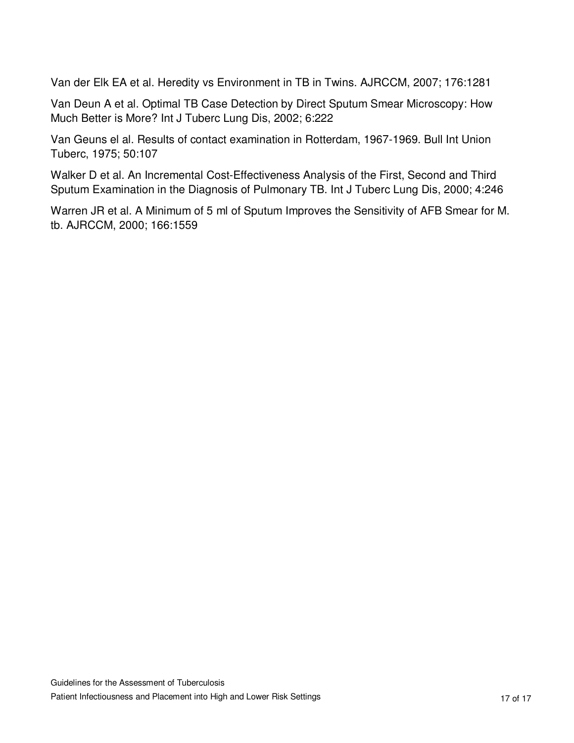Van der Elk EA et al. Heredity vs Environment in TB in Twins. AJRCCM, 2007; 176:1281

Van Deun A et al. Optimal TB Case Detection by Direct Sputum Smear Microscopy: How Much Better is More? Int J Tuberc Lung Dis, 2002; 6:222

Van Geuns el al. Results of contact examination in Rotterdam, 1967-1969. Bull Int Union Tuberc, 1975; 50:107

Walker D et al. An Incremental Cost-Effectiveness Analysis of the First, Second and Third Sputum Examination in the Diagnosis of Pulmonary TB. Int J Tuberc Lung Dis, 2000; 4:246

Warren JR et al. A Minimum of 5 ml of Sputum Improves the Sensitivity of AFB Smear for M. tb. AJRCCM, 2000; 166:1559